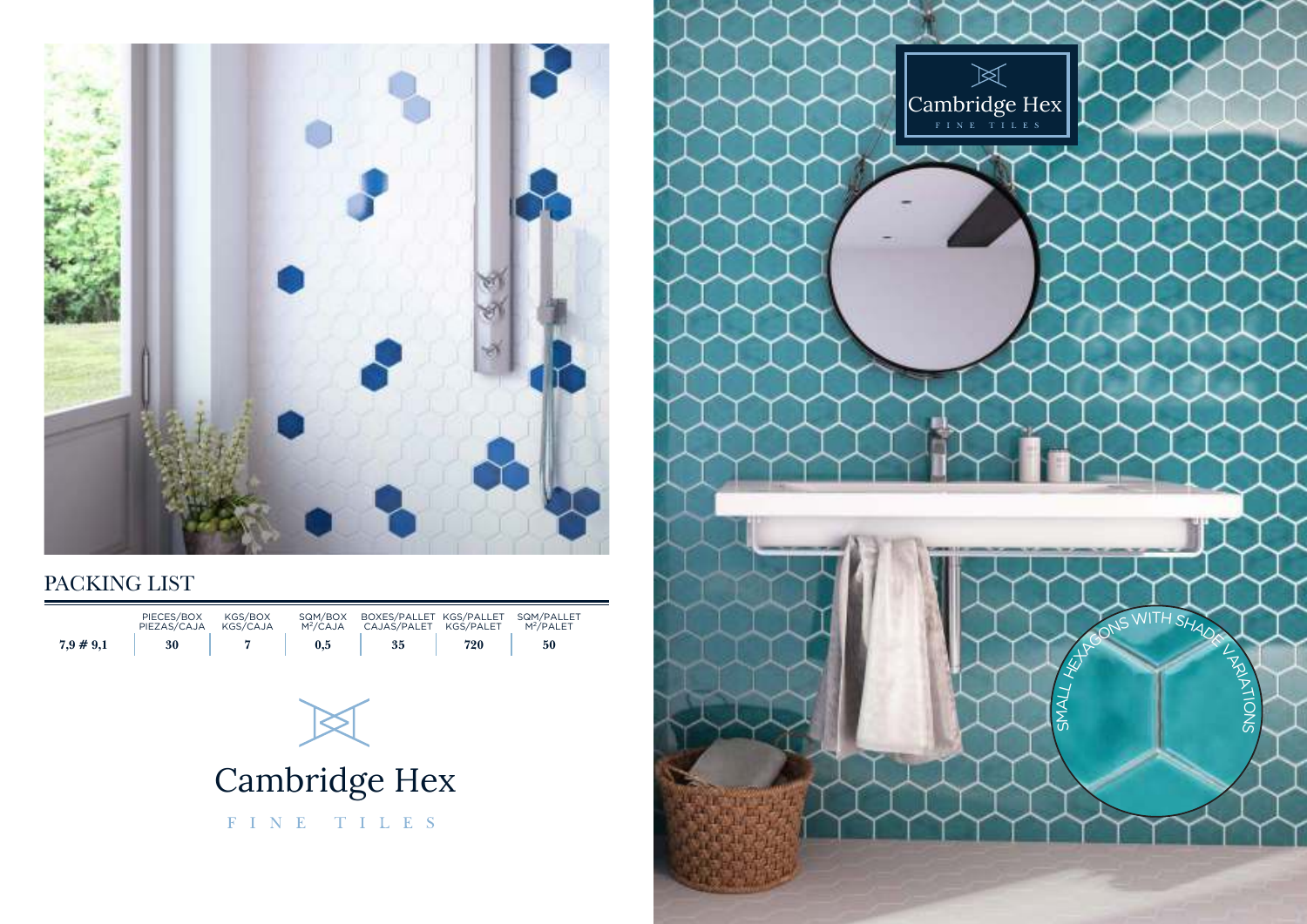## PACKING LIST

| | PIECES/BOX PIEZAS/CAJA | KGS/BOX KGS/CAJA | SQM/BOX $M^2$/CAJA | BOXES/PALLET CAJAS/PALET | KGS/PALLET KGS/PALET | SQM/PALLET $M^2$/PALET |
|---|---|---|---|---|---|---|
| **7,9 # 9,1** | **30** | **7** | **0,5** | **35** | **720** | **50** |

Cambridge Hex

FINE TILES

SMALL HEXAGONS WITH SHADE VARIATIONS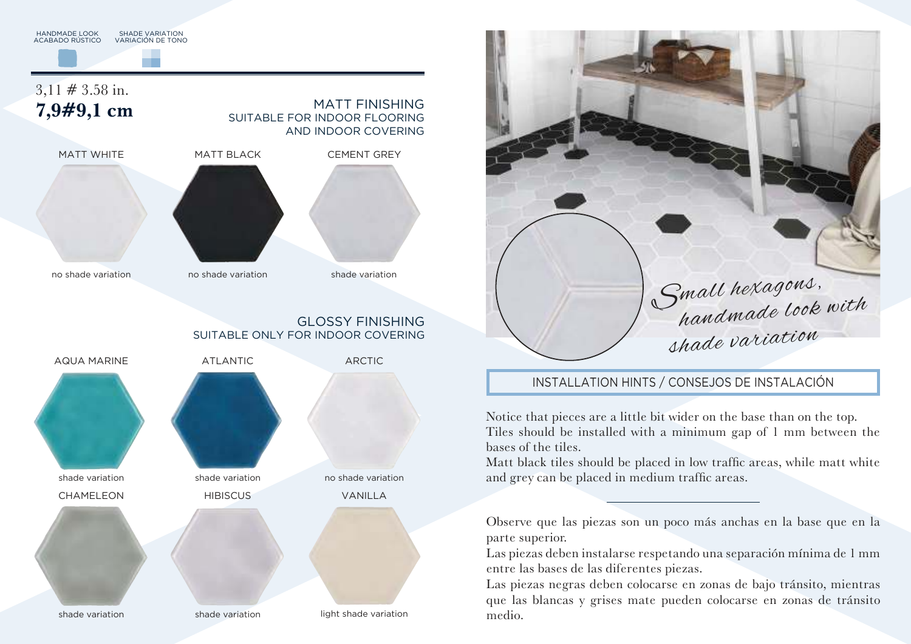HANDMADE LOOK
ACABADO RÚSTICO

SHADE VARIATION
VARIACIÓN DE TONO

3,11 # 3.58 in.
**7,9#9,1 cm**

## MATT FINISHING
SUITABLE FOR INDOOR FLOORING AND INDOOR COVERING

MATT WHITE
no shade variation

MATT BLACK
no shade variation

CEMENT GREY
shade variation

## GLOSSY FINISHING
SUITABLE ONLY FOR INDOOR COVERING

AQUA MARINE
shade variation

ATLANTIC
shade variation

ARCTIC
no shade variation

CHAMELEON
shade variation

HIBISCUS
shade variation

VANILLA
light shade variation

*Small hexagons, handmade look with shade variation*

## INSTALLATION HINTS / CONSEJOS DE INSTALACIÓN

Notice that pieces are a little bit wider on the base than on the top.
Tiles should be installed with a minimum gap of 1 mm between the bases of the tiles.
Matt black tiles should be placed in low traffic areas, while matt white and grey can be placed in medium traffic areas.

---

Observe que las piezas son un poco más anchas en la base que en la parte superior.
Las piezas deben instalarse respetando una separación mínima de 1 mm entre las bases de las diferentes piezas.
Las piezas negras deben colocarse en zonas de bajo tránsito, mientras que las blancas y grises mate pueden colocarse en zonas de tránsito medio.